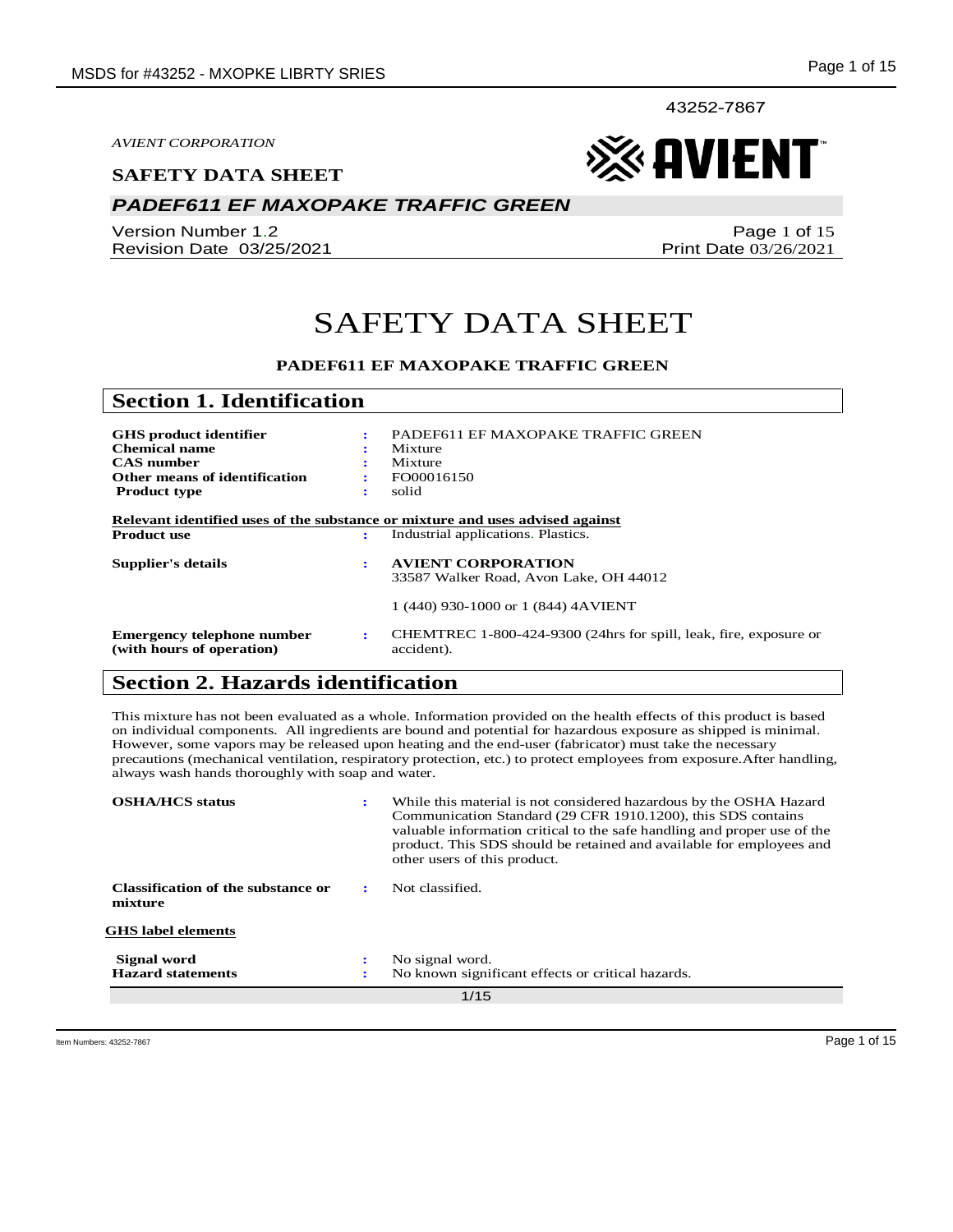43252-7867

*AVIENT CORPORATION*

**SAFETY DATA SHEET**

## *PADEF611 EF MAXOPAKE TRAFFIC GREEN*

Version Number 1.2
Revision Date 03/25/2021

Print Date 03/26/2021

# SAFETY DATA SHEET

**PADEF611 EF MAXOPAKE TRAFFIC GREEN**

## Section 1. Identification

| | | |
|---|---|---|
| **GHS product identifier** | : | PADEF611 EF MAXOPAKE TRAFFIC GREEN |
| **Chemical name** | : | Mixture |
| **CAS number** | : | Mixture |
| **Other means of identification** | : | FO00016150 |
| **Product type** | : | solid |

**Relevant identified uses of the substance or mixture and uses advised against**

| | | |
|---|---|---|
| **Product use** | : | Industrial applications. Plastics. |
| **Supplier's details** | : | **AVIENT CORPORATION**<br>33587 Walker Road, Avon Lake, OH 44012<br><br>1 (440) 930-1000 or 1 (844) 4AVIENT |
| **Emergency telephone number (with hours of operation)** | : | CHEMTREC 1-800-424-9300 (24hrs for spill, leak, fire, exposure or accident). |

## Section 2. Hazards identification

This mixture has not been evaluated as a whole. Information provided on the health effects of this product is based on individual components. All ingredients are bound and potential for hazardous exposure as shipped is minimal. However, some vapors may be released upon heating and the end-user (fabricator) must take the necessary precautions (mechanical ventilation, respiratory protection, etc.) to protect employees from exposure.After handling, always wash hands thoroughly with soap and water.

| | | |
|---|---|---|
| **OSHA/HCS status** | : | While this material is not considered hazardous by the OSHA Hazard Communication Standard (29 CFR 1910.1200), this SDS contains valuable information critical to the safe handling and proper use of the product. This SDS should be retained and available for employees and other users of this product. |
| **Classification of the substance or mixture** | : | Not classified. |

**GHS label elements**

| | | |
|---|---|---|
| **Signal word** | : | No signal word. |
| **Hazard statements** | : | No known significant effects or critical hazards. |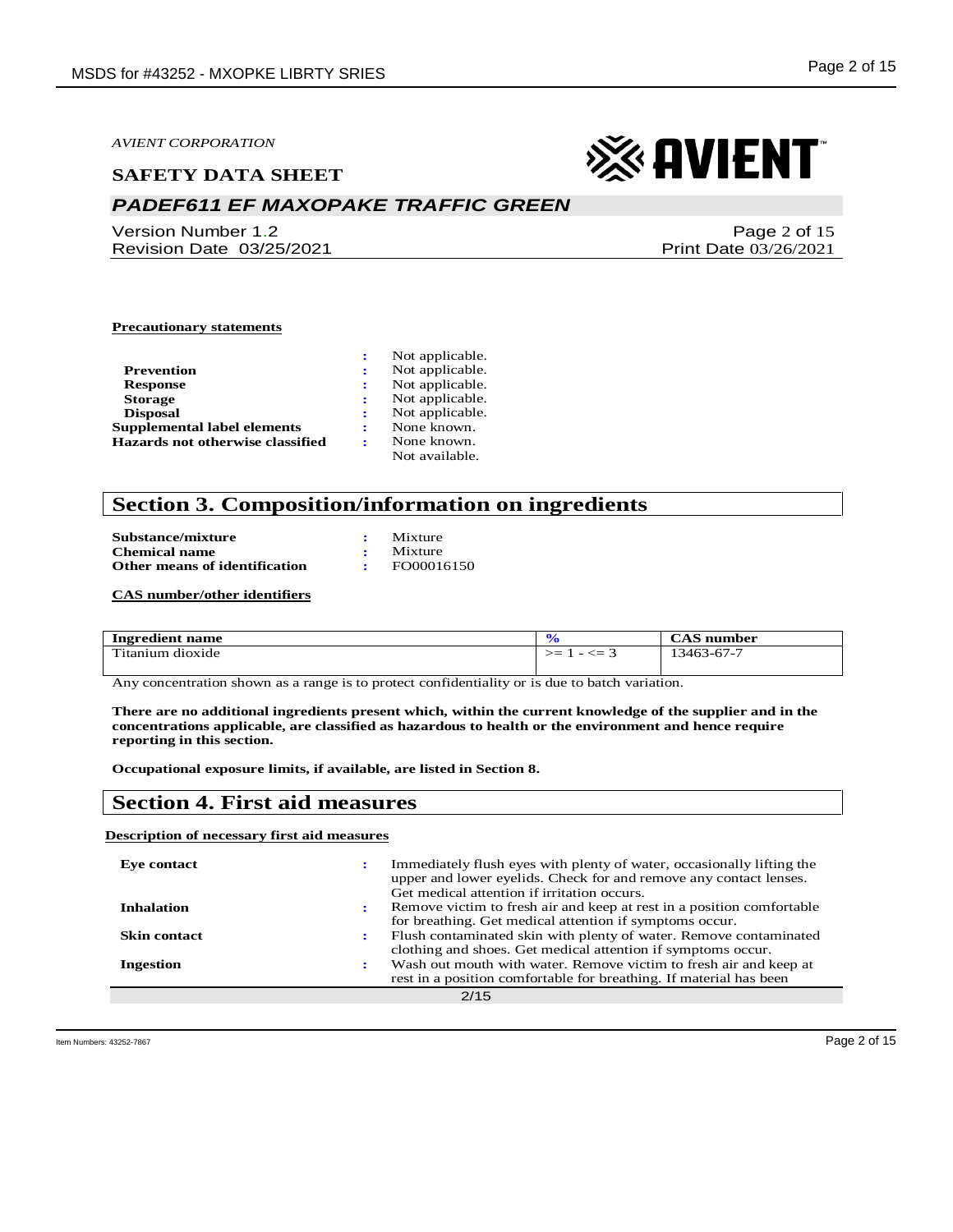**Precautionary statements**

| | | |
|---|---|---|
| | : | Not applicable. |
| **Prevention** | : | Not applicable. |
| **Response** | : | Not applicable. |
| **Storage** | : | Not applicable. |
| **Disposal** | : | Not applicable. |
| **Supplemental label elements** | : | None known. |
| **Hazards not otherwise classified** | : | None known. Not available. |

## Section 3. Composition/information on ingredients

| | | |
|---|---|---|
| **Substance/mixture** | : | Mixture |
| **Chemical name** | : | Mixture |
| **Other means of identification** | : | FO00016150 |

**CAS number/other identifiers**

| Ingredient name | % | CAS number |
|---|---|---|
| Titanium dioxide | >= 1 - <= 3 | 13463-67-7 |

Any concentration shown as a range is to protect confidentiality or is due to batch variation.

**There are no additional ingredients present which, within the current knowledge of the supplier and in the concentrations applicable, are classified as hazardous to health or the environment and hence require reporting in this section.**

**Occupational exposure limits, if available, are listed in Section 8.**

## Section 4. First aid measures

**Description of necessary first aid measures**

| | | |
|---|---|---|
| **Eye contact** | : | Immediately flush eyes with plenty of water, occasionally lifting the upper and lower eyelids. Check for and remove any contact lenses. Get medical attention if irritation occurs. |
| **Inhalation** | : | Remove victim to fresh air and keep at rest in a position comfortable for breathing. Get medical attention if symptoms occur. |
| **Skin contact** | : | Flush contaminated skin with plenty of water. Remove contaminated clothing and shoes. Get medical attention if symptoms occur. |
| **Ingestion** | : | Wash out mouth with water. Remove victim to fresh air and keep at rest in a position comfortable for breathing. If material has been |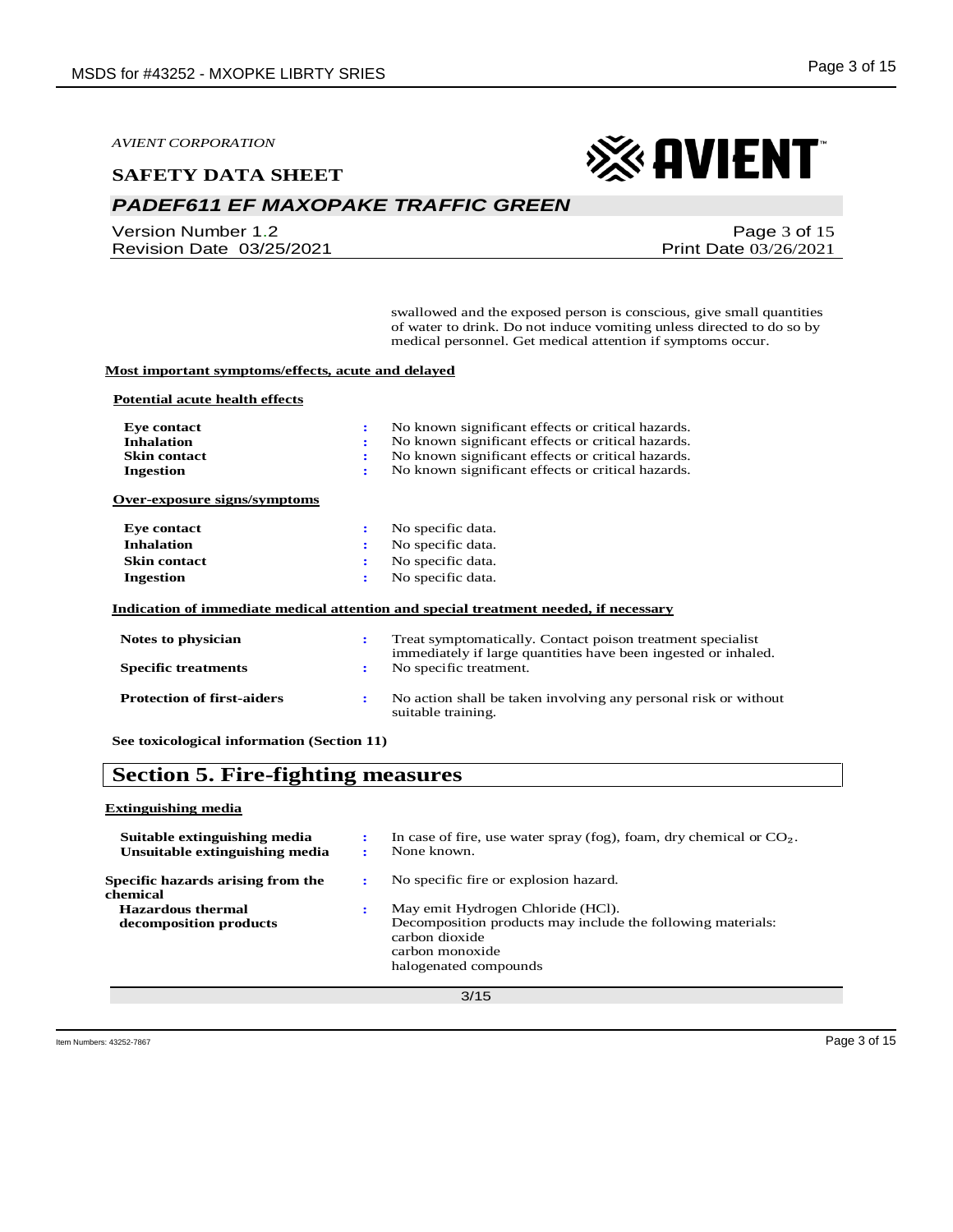swallowed and the exposed person is conscious, give small quantities of water to drink. Do not induce vomiting unless directed to do so by medical personnel. Get medical attention if symptoms occur.

**Most important symptoms/effects, acute and delayed**

**Potential acute health effects**

| | | |
|---|---|---|
| **Eye contact** | : | No known significant effects or critical hazards. |
| **Inhalation** | : | No known significant effects or critical hazards. |
| **Skin contact** | : | No known significant effects or critical hazards. |
| **Ingestion** | : | No known significant effects or critical hazards. |

**Over-exposure signs/symptoms**

| | | |
|---|---|---|
| **Eye contact** | : | No specific data. |
| **Inhalation** | : | No specific data. |
| **Skin contact** | : | No specific data. |
| **Ingestion** | : | No specific data. |

**Indication of immediate medical attention and special treatment needed, if necessary**

| | | |
|---|---|---|
| **Notes to physician** | : | Treat symptomatically. Contact poison treatment specialist immediately if large quantities have been ingested or inhaled. |
| **Specific treatments** | : | No specific treatment. |
| **Protection of first-aiders** | : | No action shall be taken involving any personal risk or without suitable training. |

**See toxicological information (Section 11)**

## Section 5. Fire-fighting measures

**Extinguishing media**

| | | |
|---|---|---|
| **Suitable extinguishing media** | : | In case of fire, use water spray (fog), foam, dry chemical or $CO_2$. |
| **Unsuitable extinguishing media** | : | None known. |
| **Specific hazards arising from the chemical** | : | No specific fire or explosion hazard. |
| **Hazardous thermal decomposition products** | : | May emit Hydrogen Chloride (HCl).<br>Decomposition products may include the following materials:<br>carbon dioxide<br>carbon monoxide<br>halogenated compounds |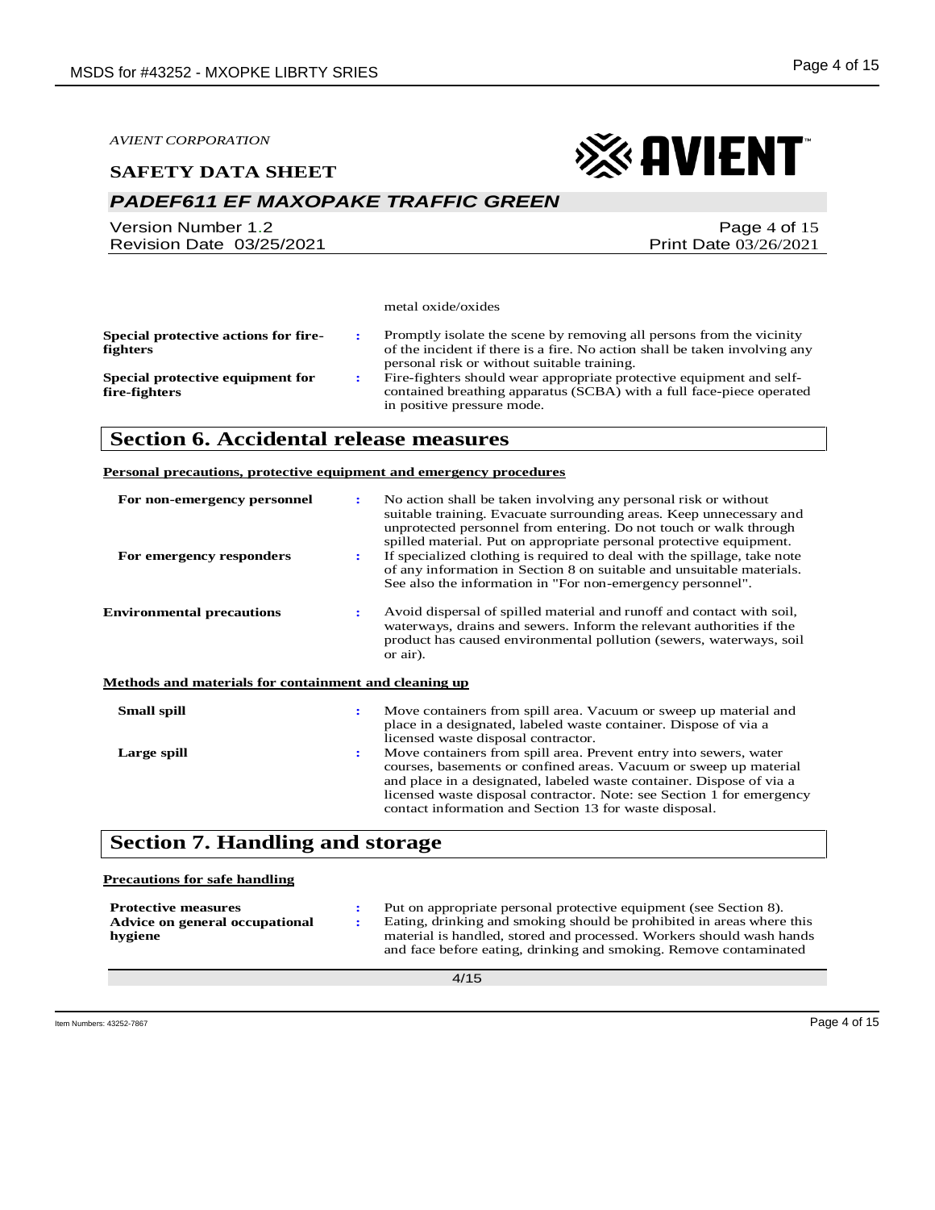metal oxide/oxides

**Special protective actions for fire-fighters** : Promptly isolate the scene by removing all persons from the vicinity of the incident if there is a fire. No action shall be taken involving any personal risk or without suitable training.

**Special protective equipment for fire-fighters** : Fire-fighters should wear appropriate protective equipment and self-contained breathing apparatus (SCBA) with a full face-piece operated in positive pressure mode.

## Section 6. Accidental release measures

**Personal precautions, protective equipment and emergency procedures**

**For non-emergency personnel** : No action shall be taken involving any personal risk or without suitable training. Evacuate surrounding areas. Keep unnecessary and unprotected personnel from entering. Do not touch or walk through spilled material. Put on appropriate personal protective equipment.

**For emergency responders** : If specialized clothing is required to deal with the spillage, take note of any information in Section 8 on suitable and unsuitable materials. See also the information in "For non-emergency personnel".

**Environmental precautions** : Avoid dispersal of spilled material and runoff and contact with soil, waterways, drains and sewers. Inform the relevant authorities if the product has caused environmental pollution (sewers, waterways, soil or air).

**Methods and materials for containment and cleaning up**

**Small spill** : Move containers from spill area. Vacuum or sweep up material and place in a designated, labeled waste container. Dispose of via a licensed waste disposal contractor.

**Large spill** : Move containers from spill area. Prevent entry into sewers, water courses, basements or confined areas. Vacuum or sweep up material and place in a designated, labeled waste container. Dispose of via a licensed waste disposal contractor. Note: see Section 1 for emergency contact information and Section 13 for waste disposal.

## Section 7. Handling and storage

**Precautions for safe handling**

**Protective measures** : Put on appropriate personal protective equipment (see Section 8).

**Advice on general occupational hygiene** : Eating, drinking and smoking should be prohibited in areas where this material is handled, stored and processed. Workers should wash hands and face before eating, drinking and smoking. Remove contaminated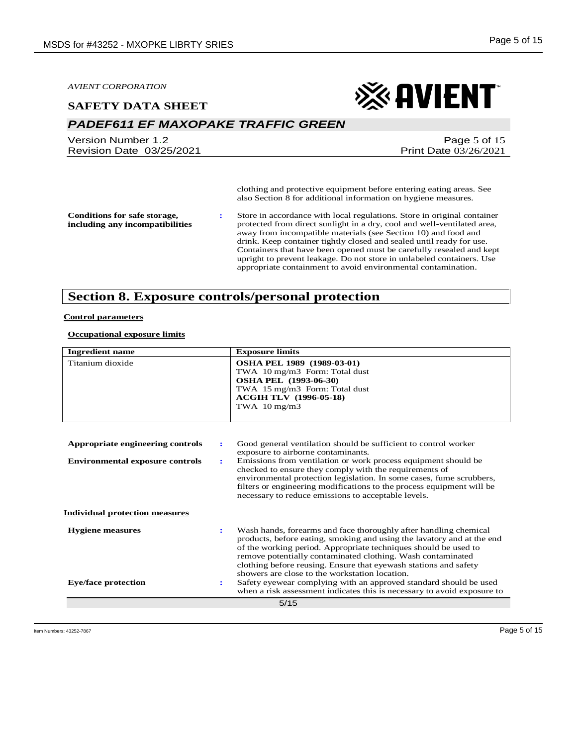clothing and protective equipment before entering eating areas. See also Section 8 for additional information on hygiene measures.

**Conditions for safe storage, including any incompatibilities** : Store in accordance with local regulations. Store in original container protected from direct sunlight in a dry, cool and well-ventilated area, away from incompatible materials (see Section 10) and food and drink. Keep container tightly closed and sealed until ready for use. Containers that have been opened must be carefully resealed and kept upright to prevent leakage. Do not store in unlabeled containers. Use appropriate containment to avoid environmental contamination.

## Section 8. Exposure controls/personal protection

**Control parameters**

**Occupational exposure limits**

| Ingredient name | Exposure limits |
|---|---|
| Titanium dioxide | **OSHA PEL 1989 (1989-03-01)**<br>TWA 10 mg/m3 Form: Total dust<br>**OSHA PEL (1993-06-30)**<br>TWA 15 mg/m3 Form: Total dust<br>**ACGIH TLV (1996-05-18)**<br>TWA 10 mg/m3 |

**Appropriate engineering controls** : Good general ventilation should be sufficient to control worker exposure to airborne contaminants.

**Environmental exposure controls** : Emissions from ventilation or work process equipment should be checked to ensure they comply with the requirements of environmental protection legislation. In some cases, fume scrubbers, filters or engineering modifications to the process equipment will be necessary to reduce emissions to acceptable levels.

**Individual protection measures**

**Hygiene measures** : Wash hands, forearms and face thoroughly after handling chemical products, before eating, smoking and using the lavatory and at the end of the working period. Appropriate techniques should be used to remove potentially contaminated clothing. Wash contaminated clothing before reusing. Ensure that eyewash stations and safety showers are close to the workstation location.

**Eye/face protection** : Safety eyewear complying with an approved standard should be used when a risk assessment indicates this is necessary to avoid exposure to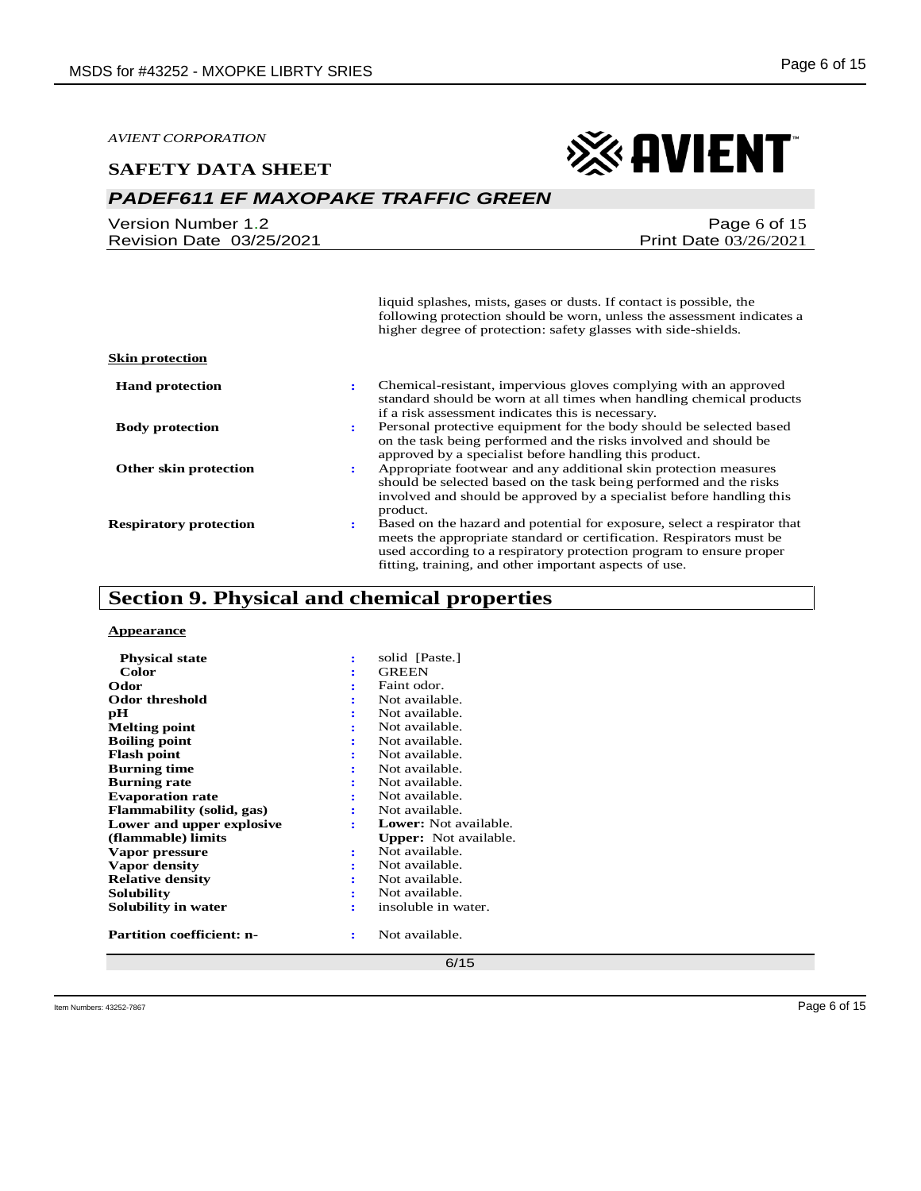liquid splashes, mists, gases or dusts. If contact is possible, the following protection should be worn, unless the assessment indicates a higher degree of protection: safety glasses with side-shields.

**Skin protection**

| | | |
|---|---|---|
| **Hand protection** | : | Chemical-resistant, impervious gloves complying with an approved standard should be worn at all times when handling chemical products if a risk assessment indicates this is necessary. |
| **Body protection** | : | Personal protective equipment for the body should be selected based on the task being performed and the risks involved and should be approved by a specialist before handling this product. |
| **Other skin protection** | : | Appropriate footwear and any additional skin protection measures should be selected based on the task being performed and the risks involved and should be approved by a specialist before handling this product. |
| **Respiratory protection** | : | Based on the hazard and potential for exposure, select a respirator that meets the appropriate standard or certification. Respirators must be used according to a respiratory protection program to ensure proper fitting, training, and other important aspects of use. |

## Section 9. Physical and chemical properties

**Appearance**

| | | |
|---|---|---|
| **Physical state** | : | solid [Paste.] |
| **Color** | : | GREEN |
| **Odor** | : | Faint odor. |
| **Odor threshold** | : | Not available. |
| **pH** | : | Not available. |
| **Melting point** | : | Not available. |
| **Boiling point** | : | Not available. |
| **Flash point** | : | Not available. |
| **Burning time** | : | Not available. |
| **Burning rate** | : | Not available. |
| **Evaporation rate** | : | Not available. |
| **Flammability (solid, gas)** | : | Not available. |
| **Lower and upper explosive (flammable) limits** | : | **Lower:** Not available. **Upper:** Not available. |
| **Vapor pressure** | : | Not available. |
| **Vapor density** | : | Not available. |
| **Relative density** | : | Not available. |
| **Solubility** | : | Not available. |
| **Solubility in water** | : | insoluble in water. |
| **Partition coefficient: n-** | : | Not available. |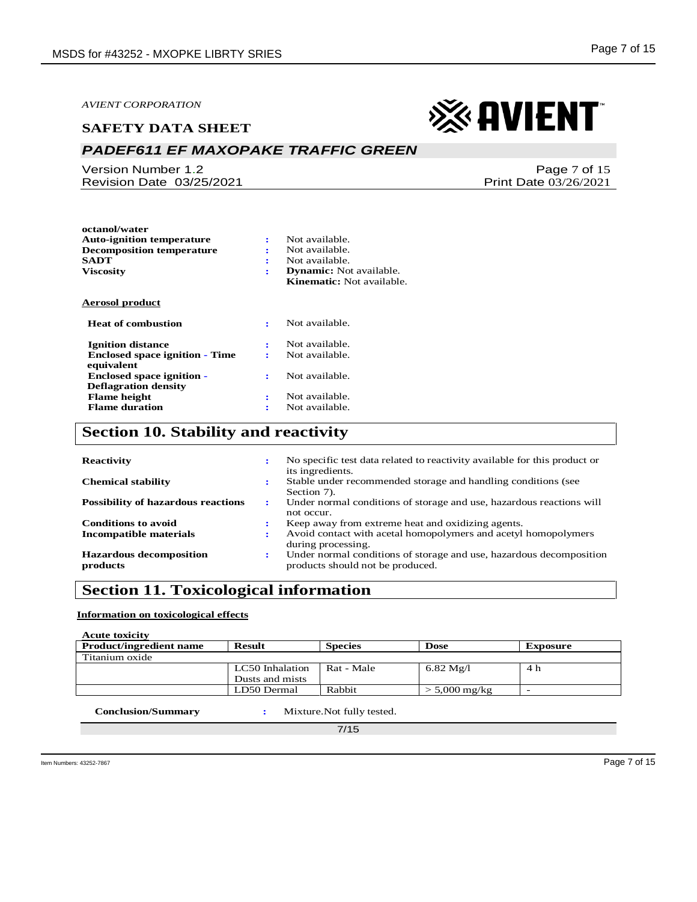AVIENT CORPORATION

**SAFETY DATA SHEET**

## PADEF611 EF MAXOPAKE TRAFFIC GREEN

Version Number 1.2
Revision Date 03/25/2021

Page 7 of 15
Print Date 03/26/2021

**octanol/water**

**Auto-ignition temperature** : Not available.
**Decomposition temperature** : Not available.
**SADT** : Not available.
**Viscosity** : **Dynamic:** Not available.
**Kinematic:** Not available.

**Aerosol product**

**Heat of combustion** : Not available.

**Ignition distance** : Not available.
**Enclosed space ignition - Time equivalent** : Not available.
**Enclosed space ignition - Deflagration density** : Not available.
**Flame height** : Not available.
**Flame duration** : Not available.

## Section 10. Stability and reactivity

**Reactivity** : No specific test data related to reactivity available for this product or its ingredients.
**Chemical stability** : Stable under recommended storage and handling conditions (see Section 7).
**Possibility of hazardous reactions** : Under normal conditions of storage and use, hazardous reactions will not occur.
**Conditions to avoid** : Keep away from extreme heat and oxidizing agents.
**Incompatible materials** : Avoid contact with acetal homopolymers and acetyl homopolymers during processing.
**Hazardous decomposition products** : Under normal conditions of storage and use, hazardous decomposition products should not be produced.

## Section 11. Toxicological information

**Information on toxicological effects**

**Acute toxicity**

| Product/ingredient name | Result | Species | Dose | Exposure |
|---|---|---|---|---|
| Titanium oxide | | | | |
| | LC50 Inhalation Dusts and mists | Rat - Male | 6.82 Mg/l | 4 h |
| | LD50 Dermal | Rabbit | > 5,000 mg/kg | - |

**Conclusion/Summary** : Mixture.Not fully tested.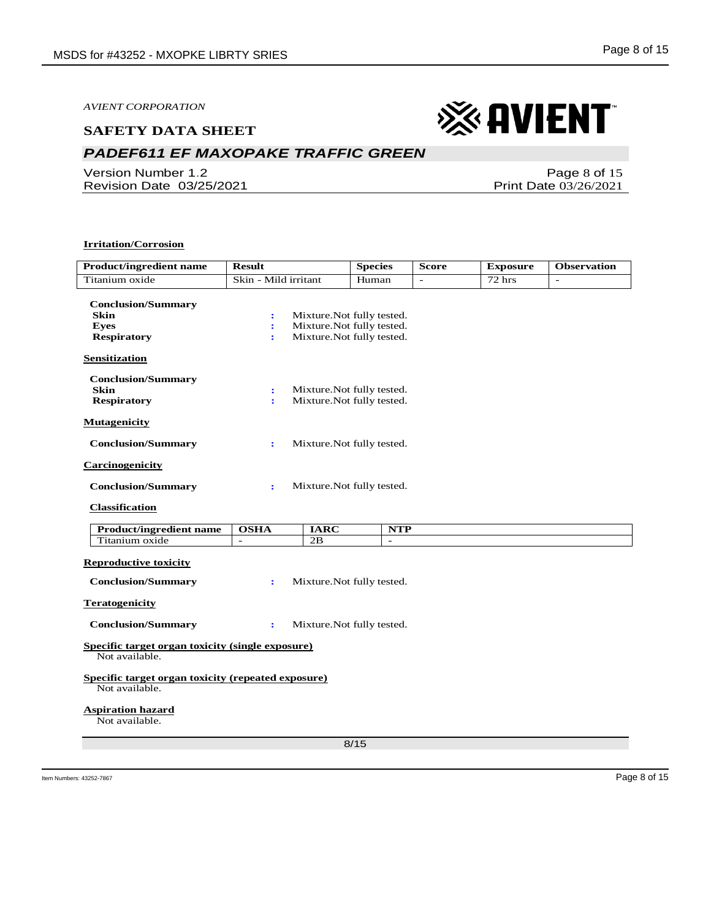**Irritation/Corrosion**

| Product/ingredient name | Result | Species | Score | Exposure | Observation |
|---|---|---|---|---|---|
| Titanium oxide | Skin - Mild irritant | Human | - | 72 hrs | - |

**Conclusion/Summary**

**Skin** : Mixture.Not fully tested.
**Eyes** : Mixture.Not fully tested.
**Respiratory** : Mixture.Not fully tested.

**Sensitization**

**Conclusion/Summary**

**Skin** : Mixture.Not fully tested.
**Respiratory** : Mixture.Not fully tested.

**Mutagenicity**

**Conclusion/Summary** : Mixture.Not fully tested.

**Carcinogenicity**

**Conclusion/Summary** : Mixture.Not fully tested.

**Classification**

| Product/ingredient name | OSHA | IARC | NTP |
|---|---|---|---|
| Titanium oxide | - | 2B | - |

**Reproductive toxicity**

**Conclusion/Summary** : Mixture.Not fully tested.

**Teratogenicity**

**Conclusion/Summary** : Mixture.Not fully tested.

**Specific target organ toxicity (single exposure)**

Not available.

**Specific target organ toxicity (repeated exposure)**

Not available.

**Aspiration hazard**

Not available.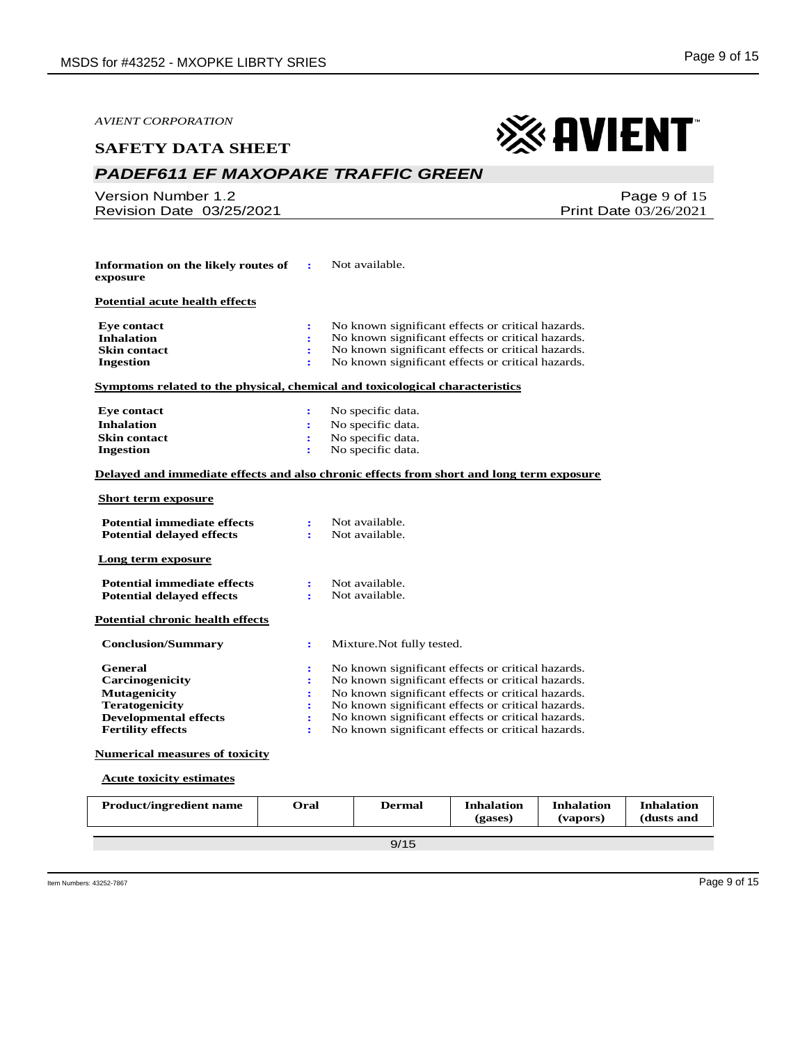**Information on the likely routes of exposure** : Not available.

**Potential acute health effects**

| | | |
|---|---|---|
| **Eye contact** | : | No known significant effects or critical hazards. |
| **Inhalation** | : | No known significant effects or critical hazards. |
| **Skin contact** | : | No known significant effects or critical hazards. |
| **Ingestion** | : | No known significant effects or critical hazards. |

**Symptoms related to the physical, chemical and toxicological characteristics**

| | | |
|---|---|---|
| **Eye contact** | : | No specific data. |
| **Inhalation** | : | No specific data. |
| **Skin contact** | : | No specific data. |
| **Ingestion** | : | No specific data. |

**Delayed and immediate effects and also chronic effects from short and long term exposure**

**Short term exposure**

| | | |
|---|---|---|
| **Potential immediate effects** | : | Not available. |
| **Potential delayed effects** | : | Not available. |

**Long term exposure**

| | | |
|---|---|---|
| **Potential immediate effects** | : | Not available. |
| **Potential delayed effects** | : | Not available. |

**Potential chronic health effects**

| | | |
|---|---|---|
| **Conclusion/Summary** | : | Mixture.Not fully tested. |
| **General** | : | No known significant effects or critical hazards. |
| **Carcinogenicity** | : | No known significant effects or critical hazards. |
| **Mutagenicity** | : | No known significant effects or critical hazards. |
| **Teratogenicity** | : | No known significant effects or critical hazards. |
| **Developmental effects** | : | No known significant effects or critical hazards. |
| **Fertility effects** | : | No known significant effects or critical hazards. |

**Numerical measures of toxicity**

**Acute toxicity estimates**

| Product/ingredient name | Oral | Dermal | Inhalation (gases) | Inhalation (vapors) | Inhalation (dusts and |
|---|---|---|---|---|---|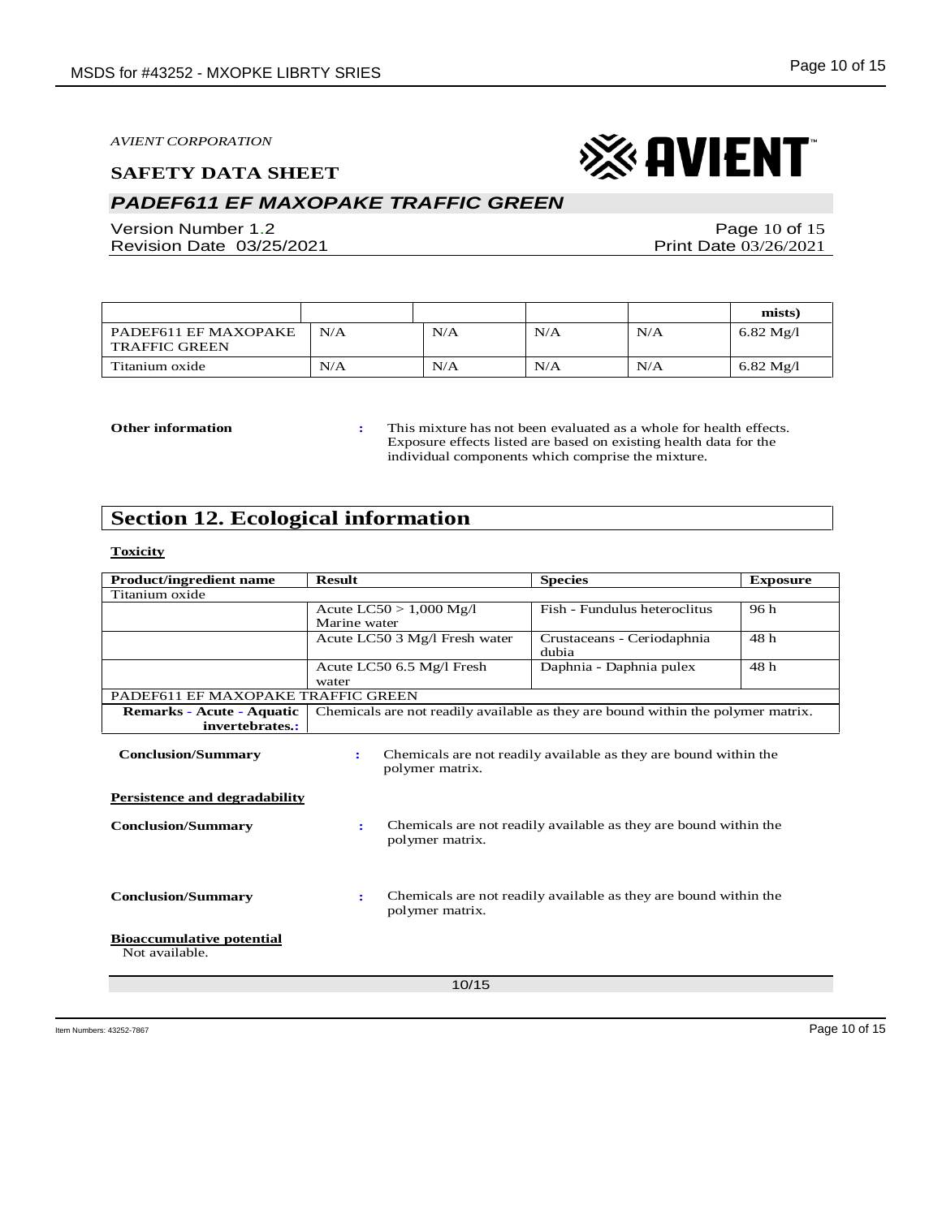|  |  |  |  |  | mists) |
| --- | --- | --- | --- | --- | --- |
| PADEF611 EF MAXOPAKE TRAFFIC GREEN | N/A | N/A | N/A | N/A | 6.82 Mg/l |
| Titanium oxide | N/A | N/A | N/A | N/A | 6.82 Mg/l |

**Other information** : This mixture has not been evaluated as a whole for health effects. Exposure effects listed are based on existing health data for the individual components which comprise the mixture.

## Section 12. Ecological information

**Toxicity**

| Product/ingredient name | Result | Species | Exposure |
| --- | --- | --- | --- |
| Titanium oxide | | | |
| | Acute LC50 > 1,000 Mg/l Marine water | Fish - Fundulus heteroclitus | 96 h |
| | Acute LC50 3 Mg/l Fresh water | Crustaceans - Ceriodaphnia dubia | 48 h |
| | Acute LC50 6.5 Mg/l Fresh water | Daphnia - Daphnia pulex | 48 h |
| PADEF611 EF MAXOPAKE TRAFFIC GREEN | | | |
| **Remarks - Acute - Aquatic invertebrates.:** | Chemicals are not readily available as they are bound within the polymer matrix. | | |

**Conclusion/Summary** : Chemicals are not readily available as they are bound within the polymer matrix.

**Persistence and degradability**

**Conclusion/Summary** : Chemicals are not readily available as they are bound within the polymer matrix.

**Conclusion/Summary** : Chemicals are not readily available as they are bound within the polymer matrix.

**Bioaccumulative potential**

Not available.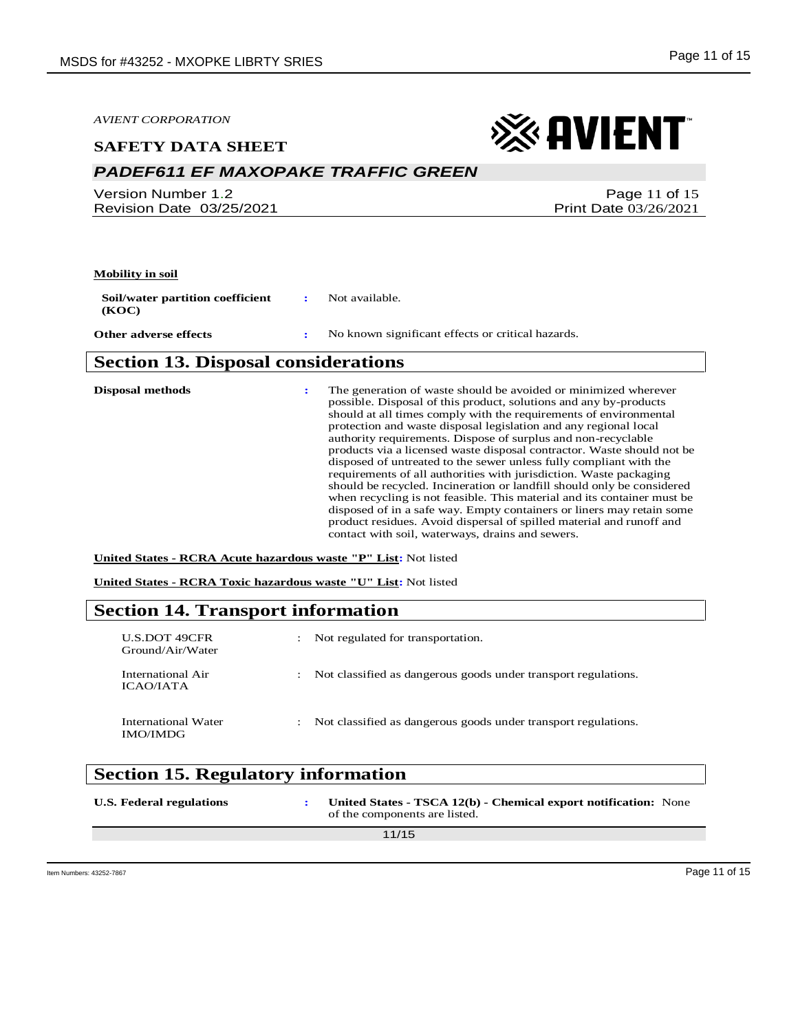**Mobility in soil**

**Soil/water partition coefficient (KOC)** : Not available.

**Other adverse effects** : No known significant effects or critical hazards.

## Section 13. Disposal considerations

**Disposal methods** : The generation of waste should be avoided or minimized wherever possible. Disposal of this product, solutions and any by-products should at all times comply with the requirements of environmental protection and waste disposal legislation and any regional local authority requirements. Dispose of surplus and non-recyclable products via a licensed waste disposal contractor. Waste should not be disposed of untreated to the sewer unless fully compliant with the requirements of all authorities with jurisdiction. Waste packaging should be recycled. Incineration or landfill should only be considered when recycling is not feasible. This material and its container must be disposed of in a safe way. Empty containers or liners may retain some product residues. Avoid dispersal of spilled material and runoff and contact with soil, waterways, drains and sewers.

**United States - RCRA Acute hazardous waste "P" List:** Not listed

**United States - RCRA Toxic hazardous waste "U" List:** Not listed

## Section 14. Transport information

U.S.DOT 49CFR Ground/Air/Water : Not regulated for transportation.

International Air ICAO/IATA : Not classified as dangerous goods under transport regulations.

International Water IMO/IMDG : Not classified as dangerous goods under transport regulations.

## Section 15. Regulatory information

**U.S. Federal regulations** : **United States - TSCA 12(b) - Chemical export notification:** None of the components are listed.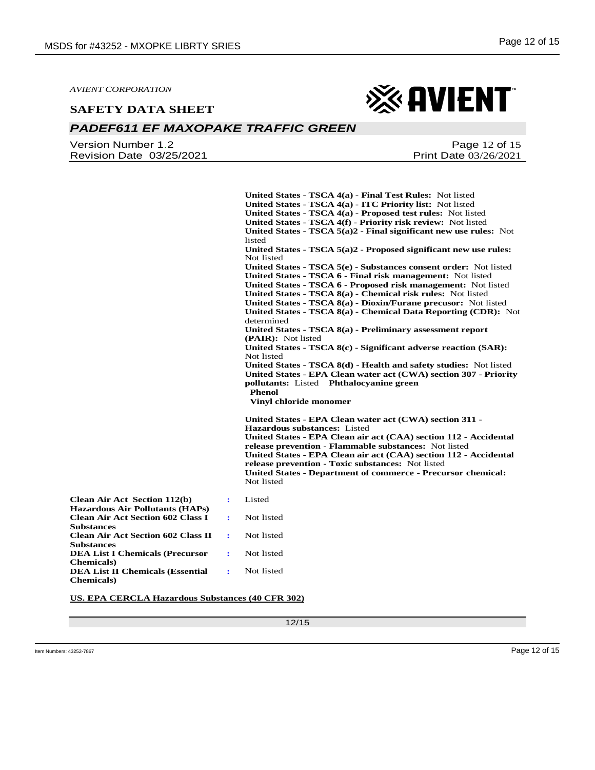**United States - TSCA 4(a) - Final Test Rules:** Not listed
**United States - TSCA 4(a) - ITC Priority list:** Not listed
**United States - TSCA 4(a) - Proposed test rules:** Not listed
**United States - TSCA 4(f) - Priority risk review:** Not listed
**United States - TSCA 5(a)2 - Final significant new use rules:** Not listed
**United States - TSCA 5(a)2 - Proposed significant new use rules:** Not listed
**United States - TSCA 5(e) - Substances consent order:** Not listed
**United States - TSCA 6 - Final risk management:** Not listed
**United States - TSCA 6 - Proposed risk management:** Not listed
**United States - TSCA 8(a) - Chemical risk rules:** Not listed
**United States - TSCA 8(a) - Dioxin/Furane precusor:** Not listed
**United States - TSCA 8(a) - Chemical Data Reporting (CDR):** Not determined
**United States - TSCA 8(a) - Preliminary assessment report (PAIR):** Not listed
**United States - TSCA 8(c) - Significant adverse reaction (SAR):** Not listed
**United States - TSCA 8(d) - Health and safety studies:** Not listed
**United States - EPA Clean water act (CWA) section 307 - Priority pollutants:** Listed **Phthalocyanine green**
**Phenol**
**Vinyl chloride monomer**

**United States - EPA Clean water act (CWA) section 311 - Hazardous substances:** Listed
**United States - EPA Clean air act (CAA) section 112 - Accidental release prevention - Flammable substances:** Not listed
**United States - EPA Clean air act (CAA) section 112 - Accidental release prevention - Toxic substances:** Not listed
**United States - Department of commerce - Precursor chemical:** Not listed

| | | |
|---|---|---|
| **Clean Air Act Section 112(b) Hazardous Air Pollutants (HAPs)** | : | Listed |
| **Clean Air Act Section 602 Class I Substances** | : | Not listed |
| **Clean Air Act Section 602 Class II Substances** | : | Not listed |
| **DEA List I Chemicals (Precursor Chemicals)** | : | Not listed |
| **DEA List II Chemicals (Essential Chemicals)** | : | Not listed |

**US. EPA CERCLA Hazardous Substances (40 CFR 302)**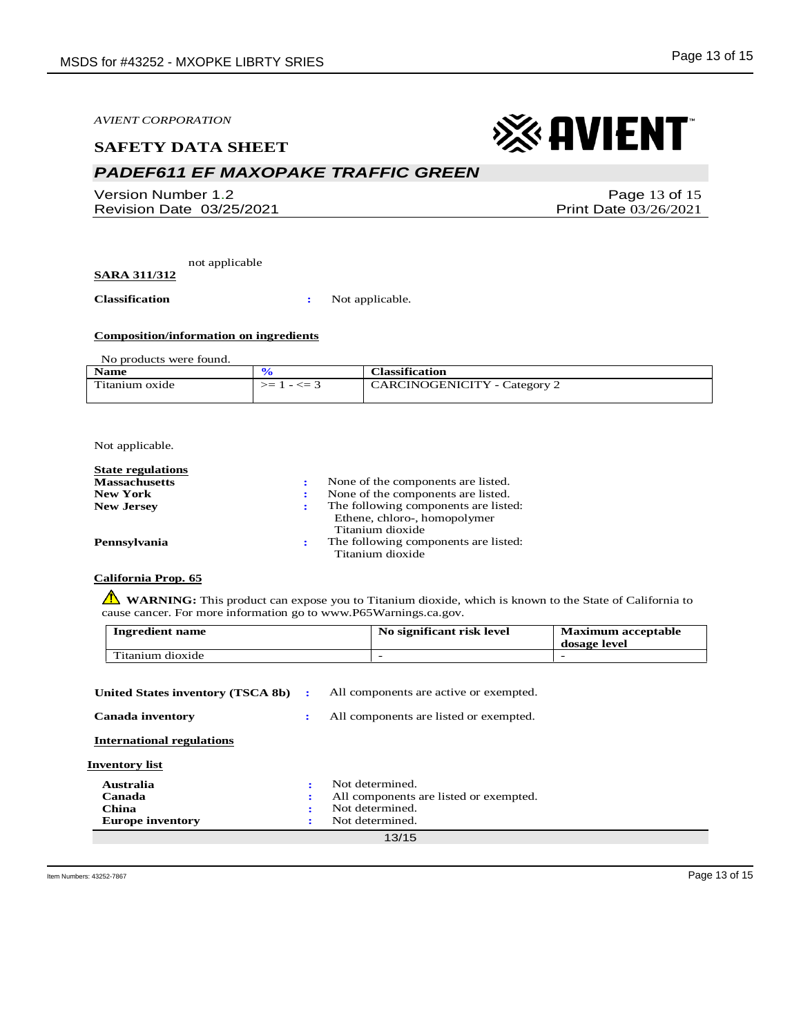not applicable

**SARA 311/312**

**Classification** : Not applicable.

**Composition/information on ingredients**

No products were found.

| Name | % | Classification |
|---|---|---|
| Titanium oxide | >= 1 - <= 3 | CARCINOGENICITY - Category 2 |

Not applicable.

**State regulations**

**Massachusetts** : None of the components are listed.
**New York** : None of the components are listed.
**New Jersey** : The following components are listed:
Ethene, chloro-, homopolymer
Titanium dioxide
**Pennsylvania** : The following components are listed:
Titanium dioxide

**California Prop. 65**

⚠ **WARNING:** This product can expose you to Titanium dioxide, which is known to the State of California to cause cancer. For more information go to www.P65Warnings.ca.gov.

| Ingredient name | No significant risk level | Maximum acceptable dosage level |
|---|---|---|
| Titanium dioxide | - | - |

**United States inventory (TSCA 8b)** : All components are active or exempted.

**Canada inventory** : All components are listed or exempted.

**International regulations**

**Inventory list**

**Australia** : Not determined.
**Canada** : All components are listed or exempted.
**China** : Not determined.
**Europe inventory** : Not determined.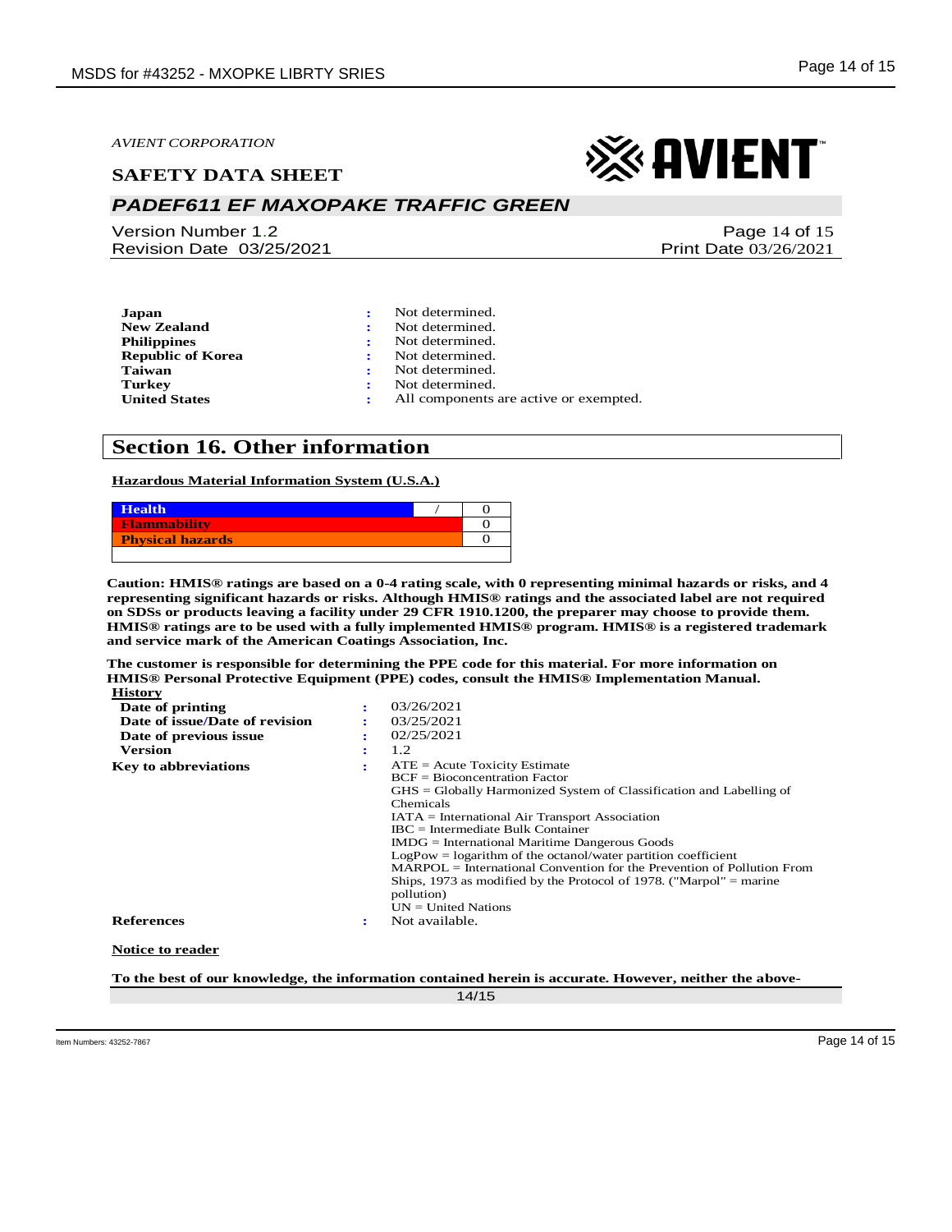| | | |
|---|---|---|
| **Japan** | : | Not determined. |
| **New Zealand** | : | Not determined. |
| **Philippines** | : | Not determined. |
| **Republic of Korea** | : | Not determined. |
| **Taiwan** | : | Not determined. |
| **Turkey** | : | Not determined. |
| **United States** | : | All components are active or exempted. |

## Section 16. Other information

**Hazardous Material Information System (U.S.A.)**

| | | |
|---|---|---|
| **Health** | / | 0 |
| **Flammability** | | 0 |
| **Physical hazards** | | 0 |

**Caution: HMIS® ratings are based on a 0-4 rating scale, with 0 representing minimal hazards or risks, and 4 representing significant hazards or risks. Although HMIS® ratings and the associated label are not required on SDSs or products leaving a facility under 29 CFR 1910.1200, the preparer may choose to provide them. HMIS® ratings are to be used with a fully implemented HMIS® program. HMIS® is a registered trademark and service mark of the American Coatings Association, Inc.**

**The customer is responsible for determining the PPE code for this material. For more information on HMIS® Personal Protective Equipment (PPE) codes, consult the HMIS® Implementation Manual.**

**History**

| | | |
|---|---|---|
| **Date of printing** | : | 03/26/2021 |
| **Date of issue/Date of revision** | : | 03/25/2021 |
| **Date of previous issue** | : | 02/25/2021 |
| **Version** | : | 1.2 |
| **Key to abbreviations** | : | ATE = Acute Toxicity Estimate<br>BCF = Bioconcentration Factor<br>GHS = Globally Harmonized System of Classification and Labelling of Chemicals<br>IATA = International Air Transport Association<br>IBC = Intermediate Bulk Container<br>IMDG = International Maritime Dangerous Goods<br>LogPow = logarithm of the octanol/water partition coefficient<br>MARPOL = International Convention for the Prevention of Pollution From Ships, 1973 as modified by the Protocol of 1978. ("Marpol" = marine pollution)<br>UN = United Nations |
| **References** | : | Not available. |

**Notice to reader**

**To the best of our knowledge, the information contained herein is accurate. However, neither the above-**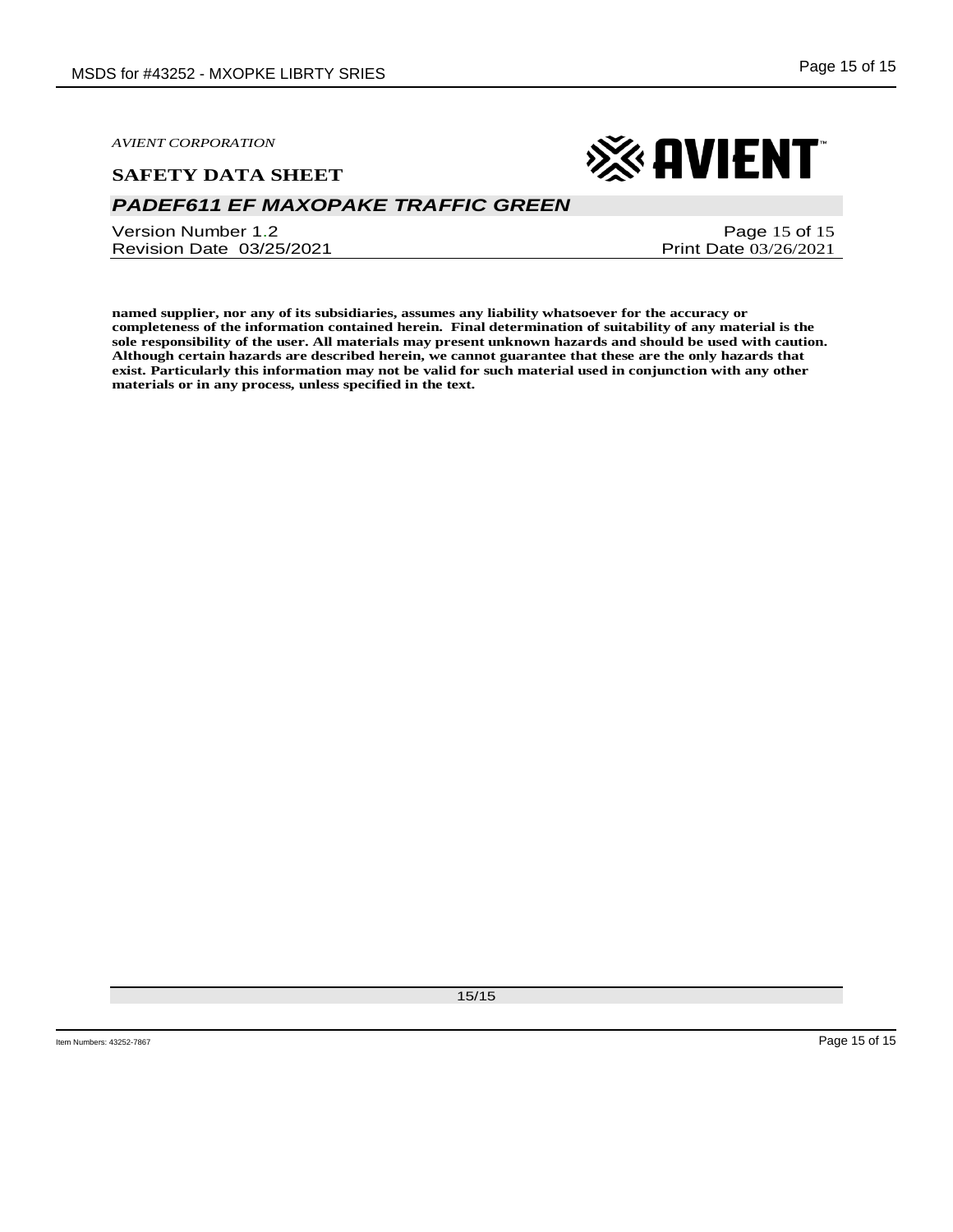**named supplier, nor any of its subsidiaries, assumes any liability whatsoever for the accuracy or completeness of the information contained herein. Final determination of suitability of any material is the sole responsibility of the user. All materials may present unknown hazards and should be used with caution. Although certain hazards are described herein, we cannot guarantee that these are the only hazards that exist. Particularly this information may not be valid for such material used in conjunction with any other materials or in any process, unless specified in the text.**